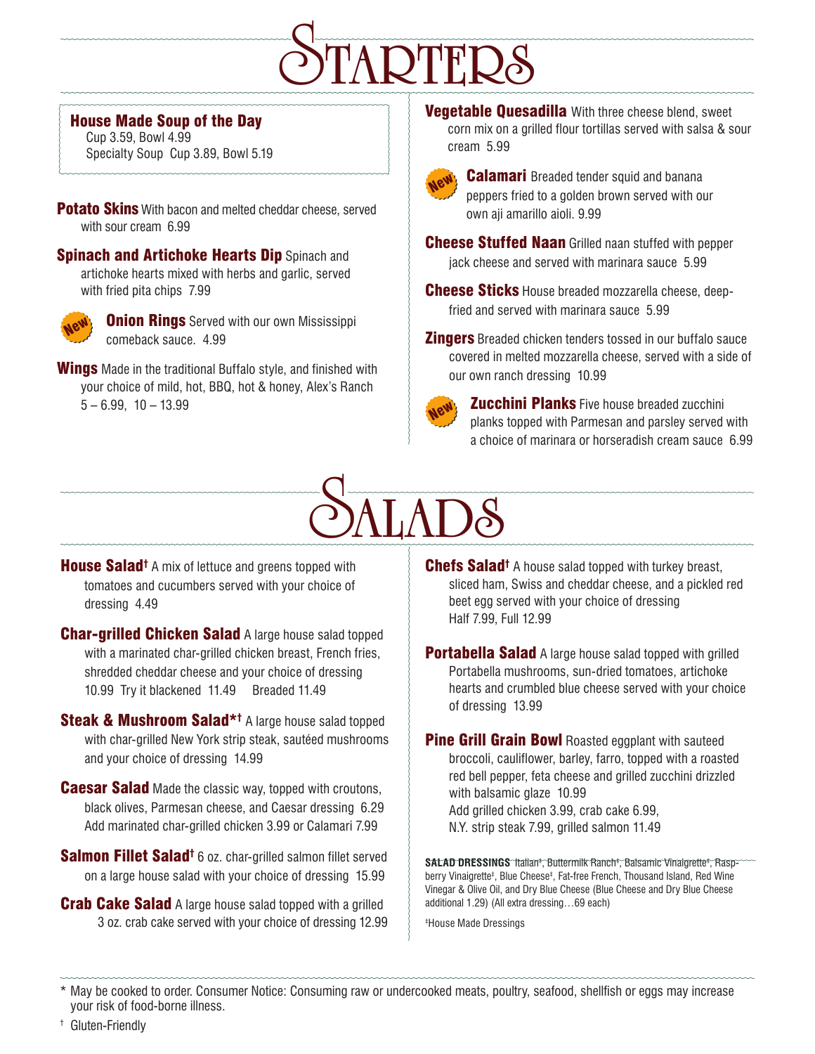# STARTERS

**House Made Soup of the Day**
Cup 3.59, Bowl 4.99
Specialty Soup Cup 3.89, Bowl 5.19

**Potato Skins** With bacon and melted cheddar cheese, served with sour cream 6.99

**Spinach and Artichoke Hearts Dip** Spinach and artichoke hearts mixed with herbs and garlic, served with fried pita chips 7.99

New **Onion Rings** Served with our own Mississippi comeback sauce. 4.99

**Wings** Made in the traditional Buffalo style, and finished with your choice of mild, hot, BBQ, hot & honey, Alex's Ranch
5 – 6.99, 10 – 13.99

**Vegetable Quesadilla** With three cheese blend, sweet corn mix on a grilled flour tortillas served with salsa & sour cream 5.99

New **Calamari** Breaded tender squid and banana peppers fried to a golden brown served with our own aji amarillo aioli. 9.99

**Cheese Stuffed Naan** Grilled naan stuffed with pepper jack cheese and served with marinara sauce 5.99

**Cheese Sticks** House breaded mozzarella cheese, deep-fried and served with marinara sauce 5.99

**Zingers** Breaded chicken tenders tossed in our buffalo sauce covered in melted mozzarella cheese, served with a side of our own ranch dressing 10.99

New **Zucchini Planks** Five house breaded zucchini planks topped with Parmesan and parsley served with a choice of marinara or horseradish cream sauce 6.99

# SALADS

**House Salad†** A mix of lettuce and greens topped with tomatoes and cucumbers served with your choice of dressing 4.49

**Char-grilled Chicken Salad** A large house salad topped with a marinated char-grilled chicken breast, French fries, shredded cheddar cheese and your choice of dressing 10.99 Try it blackened 11.49 Breaded 11.49

**Steak & Mushroom Salad*†** A large house salad topped with char-grilled New York strip steak, sautéed mushrooms and your choice of dressing 14.99

**Caesar Salad** Made the classic way, topped with croutons, black olives, Parmesan cheese, and Caesar dressing 6.29
Add marinated char-grilled chicken 3.99 or Calamari 7.99

**Salmon Fillet Salad†** 6 oz. char-grilled salmon fillet served on a large house salad with your choice of dressing 15.99

**Crab Cake Salad** A large house salad topped with a grilled 3 oz. crab cake served with your choice of dressing 12.99

**Chefs Salad†** A house salad topped with turkey breast, sliced ham, Swiss and cheddar cheese, and a pickled red beet egg served with your choice of dressing
Half 7.99, Full 12.99

**Portabella Salad** A large house salad topped with grilled Portabella mushrooms, sun-dried tomatoes, artichoke hearts and crumbled blue cheese served with your choice of dressing 13.99

**Pine Grill Grain Bowl** Roasted eggplant with sauteed broccoli, cauliflower, barley, farro, topped with a roasted red bell pepper, feta cheese and grilled zucchini drizzled with balsamic glaze 10.99
Add grilled chicken 3.99, crab cake 6.99,
N.Y. strip steak 7.99, grilled salmon 11.49

**SALAD DRESSINGS** Italian‡, Buttermilk Ranch‡, Balsamic Vinaigrette‡, Raspberry Vinaigrette‡, Blue Cheese‡, Fat-free French, Thousand Island, Red Wine Vinegar & Olive Oil, and Dry Blue Cheese (Blue Cheese and Dry Blue Cheese additional 1.29) (All extra dressing…69 each)

‡House Made Dressings

\* May be cooked to order. Consumer Notice: Consuming raw or undercooked meats, poultry, seafood, shellfish or eggs may increase your risk of food-borne illness.

† Gluten-Friendly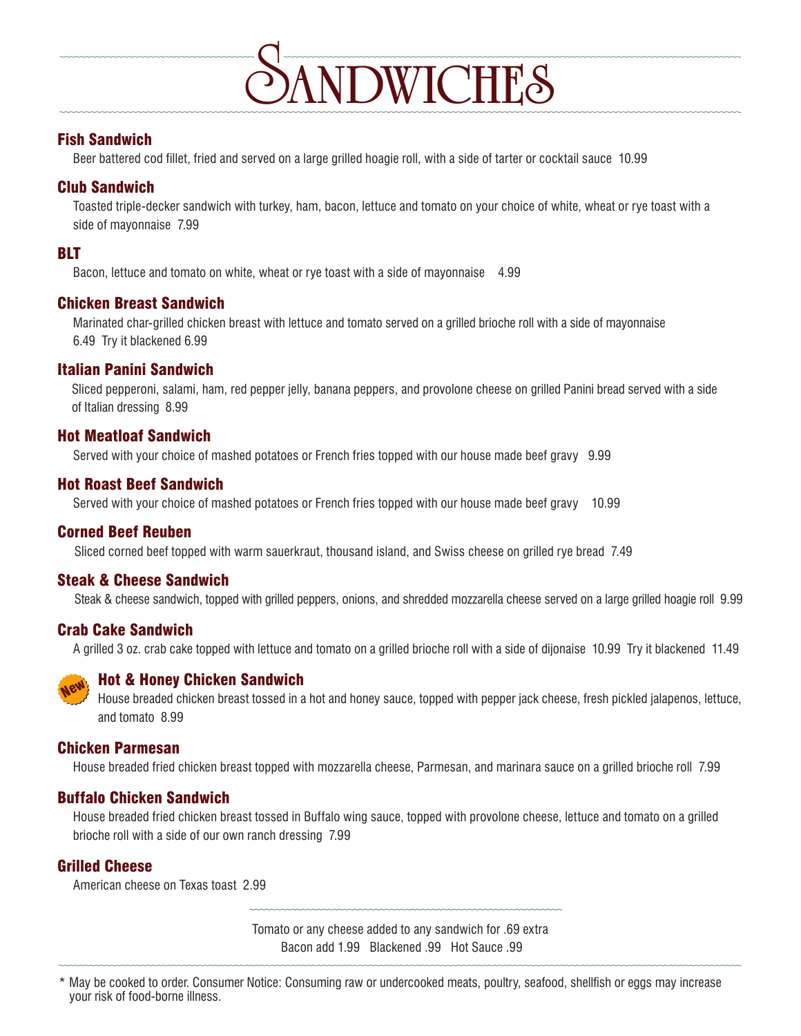# Sandwiches

### Fish Sandwich

Beer battered cod fillet, fried and served on a large grilled hoagie roll, with a side of tarter or cocktail sauce 10.99

### Club Sandwich

Toasted triple-decker sandwich with turkey, ham, bacon, lettuce and tomato on your choice of white, wheat or rye toast with a side of mayonnaise 7.99

### BLT

Bacon, lettuce and tomato on white, wheat or rye toast with a side of mayonnaise 4.99

### Chicken Breast Sandwich

Marinated char-grilled chicken breast with lettuce and tomato served on a grilled brioche roll with a side of mayonnaise 6.49 Try it blackened 6.99

### Italian Panini Sandwich

Sliced pepperoni, salami, ham, red pepper jelly, banana peppers, and provolone cheese on grilled Panini bread served with a side of Italian dressing 8.99

### Hot Meatloaf Sandwich

Served with your choice of mashed potatoes or French fries topped with our house made beef gravy 9.99

### Hot Roast Beef Sandwich

Served with your choice of mashed potatoes or French fries topped with our house made beef gravy 10.99

### Corned Beef Reuben

Sliced corned beef topped with warm sauerkraut, thousand island, and Swiss cheese on grilled rye bread 7.49

### Steak & Cheese Sandwich

Steak & cheese sandwich, topped with grilled peppers, onions, and shredded mozzarella cheese served on a large grilled hoagie roll 9.99

### Crab Cake Sandwich

A grilled 3 oz. crab cake topped with lettuce and tomato on a grilled brioche roll with a side of dijonaise 10.99 Try it blackened 11.49

### New! Hot & Honey Chicken Sandwich

House breaded chicken breast tossed in a hot and honey sauce, topped with pepper jack cheese, fresh pickled jalapenos, lettuce, and tomato 8.99

### Chicken Parmesan

House breaded fried chicken breast topped with mozzarella cheese, Parmesan, and marinara sauce on a grilled brioche roll 7.99

### Buffalo Chicken Sandwich

House breaded fried chicken breast tossed in Buffalo wing sauce, topped with provolone cheese, lettuce and tomato on a grilled brioche roll with a side of our own ranch dressing 7.99

### Grilled Cheese

American cheese on Texas toast 2.99

Tomato or any cheese added to any sandwich for .69 extra
Bacon add 1.99 Blackened .99 Hot Sauce .99

\* May be cooked to order. Consumer Notice: Consuming raw or undercooked meats, poultry, seafood, shellfish or eggs may increase your risk of food-borne illness.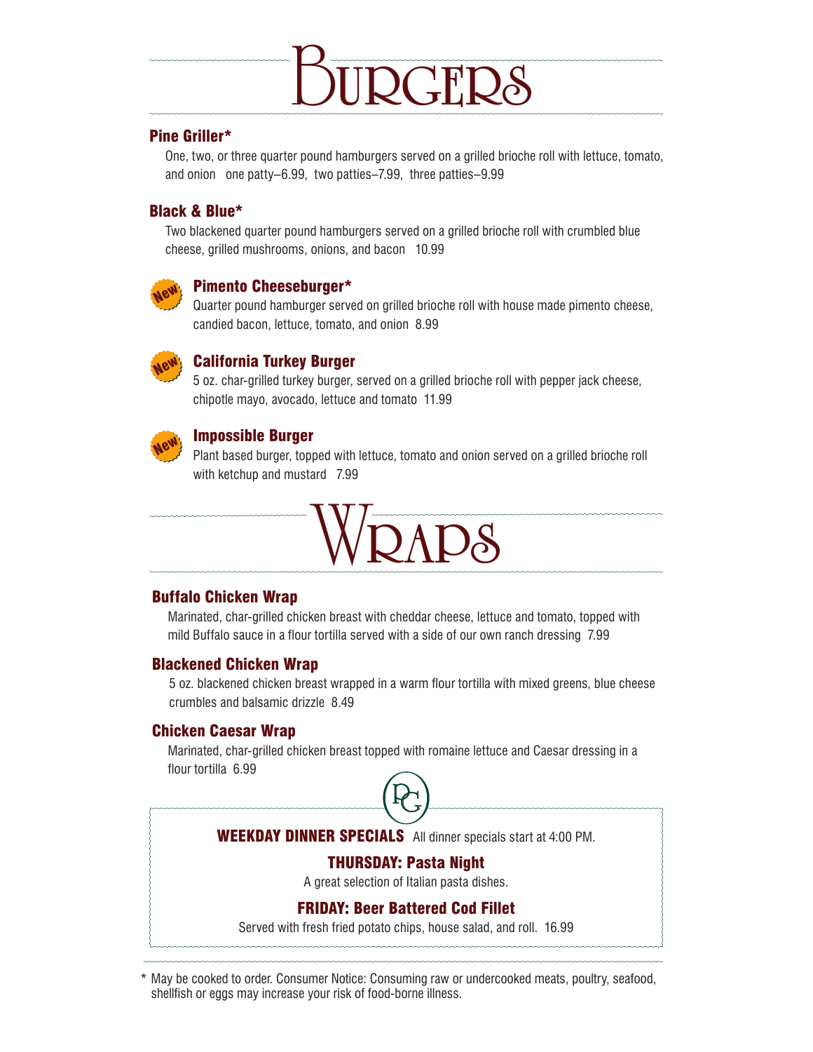# Burgers

### Pine Griller*

One, two, or three quarter pound hamburgers served on a grilled brioche roll with lettuce, tomato, and onion one patty–6.99, two patties–7.99, three patties–9.99

### Black & Blue*

Two blackened quarter pound hamburgers served on a grilled brioche roll with crumbled blue cheese, grilled mushrooms, onions, and bacon 10.99

### New Pimento Cheeseburger*

Quarter pound hamburger served on grilled brioche roll with house made pimento cheese, candied bacon, lettuce, tomato, and onion 8.99

### New California Turkey Burger

5 oz. char-grilled turkey burger, served on a grilled brioche roll with pepper jack cheese, chipotle mayo, avocado, lettuce and tomato 11.99

### New Impossible Burger

Plant based burger, topped with lettuce, tomato and onion served on a grilled brioche roll with ketchup and mustard 7.99

# Wraps

### Buffalo Chicken Wrap

Marinated, char-grilled chicken breast with cheddar cheese, lettuce and tomato, topped with mild Buffalo sauce in a flour tortilla served with a side of our own ranch dressing 7.99

### Blackened Chicken Wrap

5 oz. blackened chicken breast wrapped in a warm flour tortilla with mixed greens, blue cheese crumbles and balsamic drizzle 8.49

### Chicken Caesar Wrap

Marinated, char-grilled chicken breast topped with romaine lettuce and Caesar dressing in a flour tortilla 6.99

PG

**WEEKDAY DINNER SPECIALS** All dinner specials start at 4:00 PM.

**THURSDAY: Pasta Night**

A great selection of Italian pasta dishes.

**FRIDAY: Beer Battered Cod Fillet**

Served with fresh fried potato chips, house salad, and roll. 16.99

* May be cooked to order. Consumer Notice: Consuming raw or undercooked meats, poultry, seafood, shellfish or eggs may increase your risk of food-borne illness.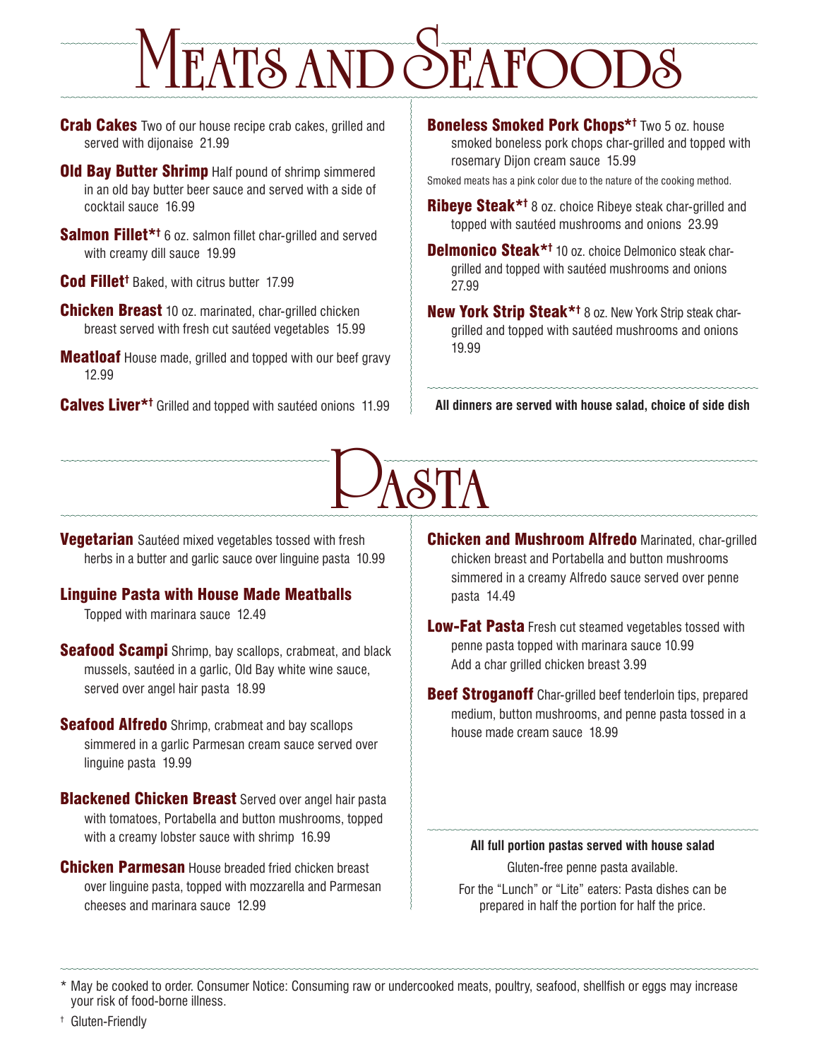# Meats and Seafoods

**Crab Cakes** Two of our house recipe crab cakes, grilled and served with dijonaise 21.99

**Old Bay Butter Shrimp** Half pound of shrimp simmered in an old bay butter beer sauce and served with a side of cocktail sauce 16.99

**Salmon Fillet*†** 6 oz. salmon fillet char-grilled and served with creamy dill sauce 19.99

**Cod Fillet†** Baked, with citrus butter 17.99

**Chicken Breast** 10 oz. marinated, char-grilled chicken breast served with fresh cut sautéed vegetables 15.99

**Meatloaf** House made, grilled and topped with our beef gravy 12.99

**Calves Liver*†** Grilled and topped with sautéed onions 11.99

**Boneless Smoked Pork Chops*†** Two 5 oz. house smoked boneless pork chops char-grilled and topped with rosemary Dijon cream sauce 15.99

Smoked meats has a pink color due to the nature of the cooking method.

**Ribeye Steak*†** 8 oz. choice Ribeye steak char-grilled and topped with sautéed mushrooms and onions 23.99

**Delmonico Steak*†** 10 oz. choice Delmonico steak char-grilled and topped with sautéed mushrooms and onions 27.99

**New York Strip Steak*†** 8 oz. New York Strip steak char-grilled and topped with sautéed mushrooms and onions 19.99

**All dinners are served with house salad, choice of side dish**

# Pasta

**Vegetarian** Sautéed mixed vegetables tossed with fresh herbs in a butter and garlic sauce over linguine pasta 10.99

**Linguine Pasta with House Made Meatballs**
Topped with marinara sauce 12.49

**Seafood Scampi** Shrimp, bay scallops, crabmeat, and black mussels, sautéed in a garlic, Old Bay white wine sauce, served over angel hair pasta 18.99

**Seafood Alfredo** Shrimp, crabmeat and bay scallops simmered in a garlic Parmesan cream sauce served over linguine pasta 19.99

**Blackened Chicken Breast** Served over angel hair pasta with tomatoes, Portabella and button mushrooms, topped with a creamy lobster sauce with shrimp 16.99

**Chicken Parmesan** House breaded fried chicken breast over linguine pasta, topped with mozzarella and Parmesan cheeses and marinara sauce 12.99

**Chicken and Mushroom Alfredo** Marinated, char-grilled chicken breast and Portabella and button mushrooms simmered in a creamy Alfredo sauce served over penne pasta 14.49

**Low-Fat Pasta** Fresh cut steamed vegetables tossed with penne pasta topped with marinara sauce 10.99
Add a char grilled chicken breast 3.99

**Beef Stroganoff** Char-grilled beef tenderloin tips, prepared medium, button mushrooms, and penne pasta tossed in a house made cream sauce 18.99

**All full portion pastas served with house salad**

Gluten-free penne pasta available.

For the "Lunch" or "Lite" eaters: Pasta dishes can be prepared in half the portion for half the price.

---

* May be cooked to order. Consumer Notice: Consuming raw or undercooked meats, poultry, seafood, shellfish or eggs may increase your risk of food-borne illness.

† Gluten-Friendly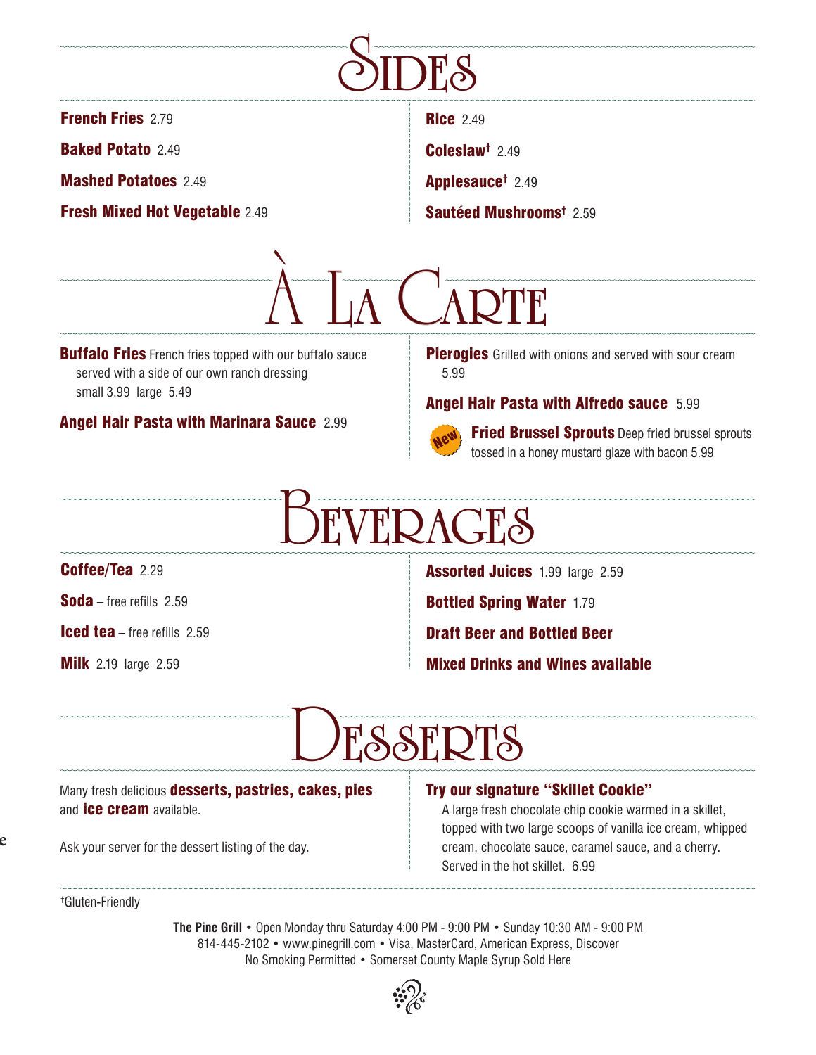# Sides

**French Fries** 2.79

**Baked Potato** 2.49

**Mashed Potatoes** 2.49

**Fresh Mixed Hot Vegetable** 2.49

**Rice** 2.49

**Coleslaw**† 2.49

**Applesauce**† 2.49

**Sautéed Mushrooms**† 2.59

# À La Carte

**Buffalo Fries** French fries topped with our buffalo sauce served with a side of our own ranch dressing
small 3.99 large 5.49

**Angel Hair Pasta with Marinara Sauce** 2.99

**Pierogies** Grilled with onions and served with sour cream
5.99

**Angel Hair Pasta with Alfredo sauce** 5.99

New **Fried Brussel Sprouts** Deep fried brussel sprouts tossed in a honey mustard glaze with bacon 5.99

# Beverages

**Coffee/Tea** 2.29

**Soda** – free refills 2.59

**Iced tea** – free refills 2.59

**Milk** 2.19 large 2.59

**Assorted Juices** 1.99 large 2.59

**Bottled Spring Water** 1.79

**Draft Beer and Bottled Beer**

**Mixed Drinks and Wines available**

# Desserts

Many fresh delicious **desserts, pastries, cakes, pies** and **ice cream** available.

Ask your server for the dessert listing of the day.

**Try our signature "Skillet Cookie"**
A large fresh chocolate chip cookie warmed in a skillet, topped with two large scoops of vanilla ice cream, whipped cream, chocolate sauce, caramel sauce, and a cherry. Served in the hot skillet. 6.99

†Gluten-Friendly

**The Pine Grill** • Open Monday thru Saturday 4:00 PM - 9:00 PM • Sunday 10:30 AM - 9:00 PM
814-445-2102 • www.pinegrill.com • Visa, MasterCard, American Express, Discover
No Smoking Permitted • Somerset County Maple Syrup Sold Here